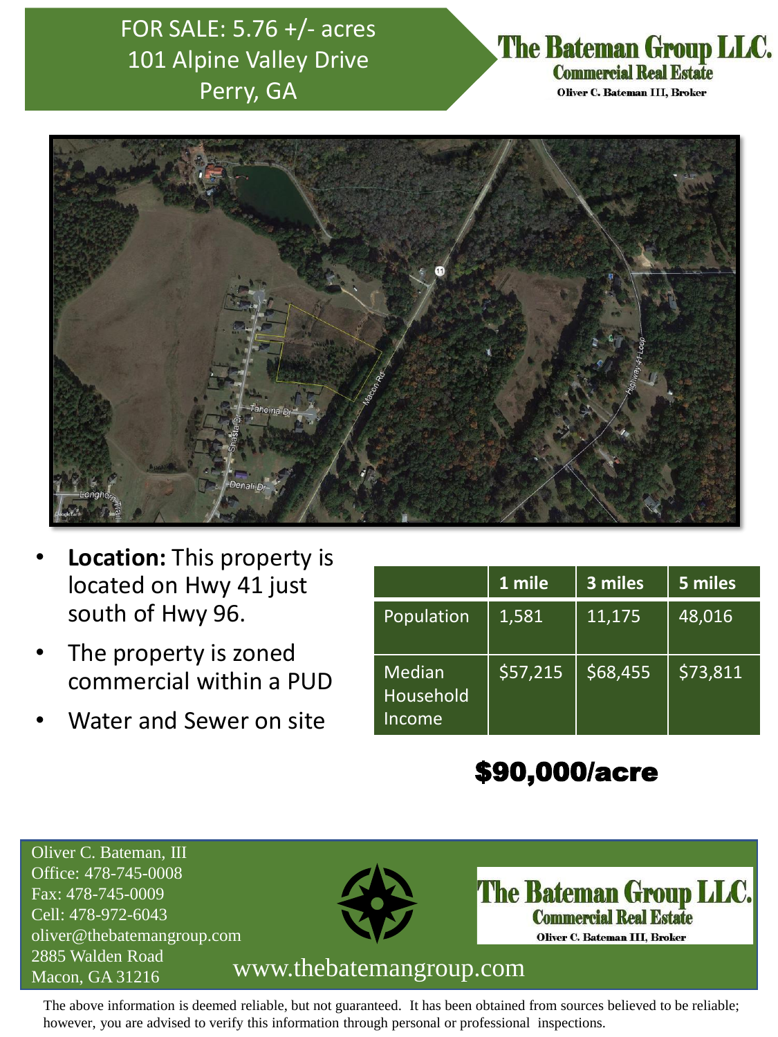# FOR SALE: 5.76 +/- acres
# 101 Alpine Valley Drive
# Perry, GA

**The Bateman Group LLC.**
**Commercial Real Estate**
Oliver C. Bateman III, Broker

- **Location:** This property is located on Hwy 41 just south of Hwy 96.
- The property is zoned commercial within a PUD
- Water and Sewer on site

| | 1 mile | 3 miles | 5 miles |
|---|---|---|---|
| Population | 1,581 | 11,175 | 48,016 |
| Median Household Income | $57,215 | $68,455 | $73,811 |

## $90,000/acre

Oliver C. Bateman, III
Office: 478-745-0008
Fax: 478-745-0009
Cell: 478-972-6043
oliver@thebatemangroup.com
2885 Walden Road
Macon, GA 31216

**The Bateman Group LLC.**
**Commercial Real Estate**
Oliver C. Bateman III, Broker

www.thebatemangroup.com

The above information is deemed reliable, but not guaranteed. It has been obtained from sources believed to be reliable; however, you are advised to verify this information through personal or professional inspections.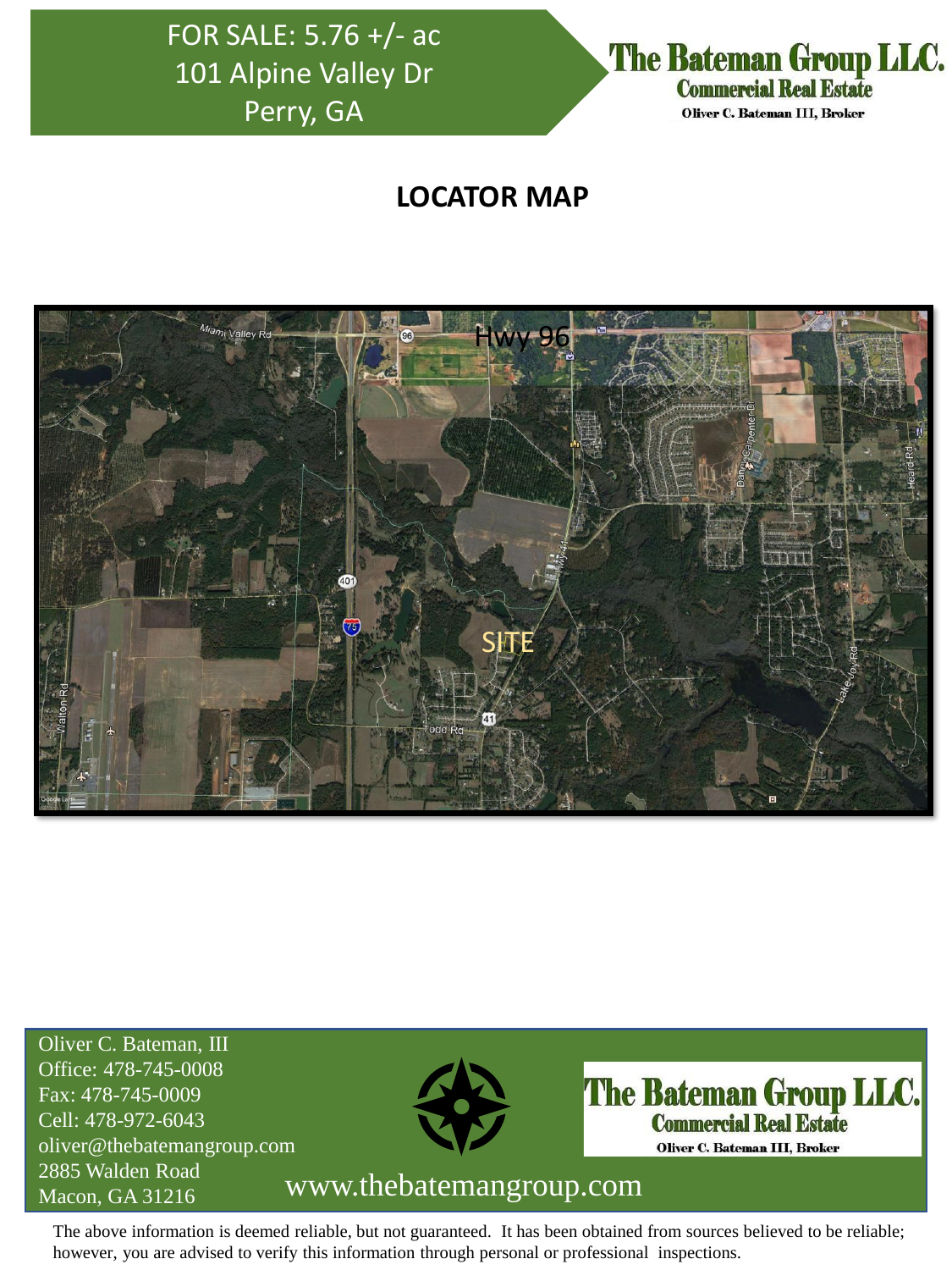FOR SALE: 5.76 +/- ac
101 Alpine Valley Dr
Perry, GA

**The Bateman Group LLC.**
**Commercial Real Estate**
Oliver C. Bateman III, Broker

# LOCATOR MAP

Oliver C. Bateman, III
Office: 478-745-0008
Fax: 478-745-0009
Cell: 478-972-6043
oliver@thebatemangroup.com
2885 Walden Road
Macon, GA 31216

**The Bateman Group LLC.**
**Commercial Real Estate**
Oliver C. Bateman III, Broker

www.thebatemangroup.com

The above information is deemed reliable, but not guaranteed. It has been obtained from sources believed to be reliable; however, you are advised to verify this information through personal or professional inspections.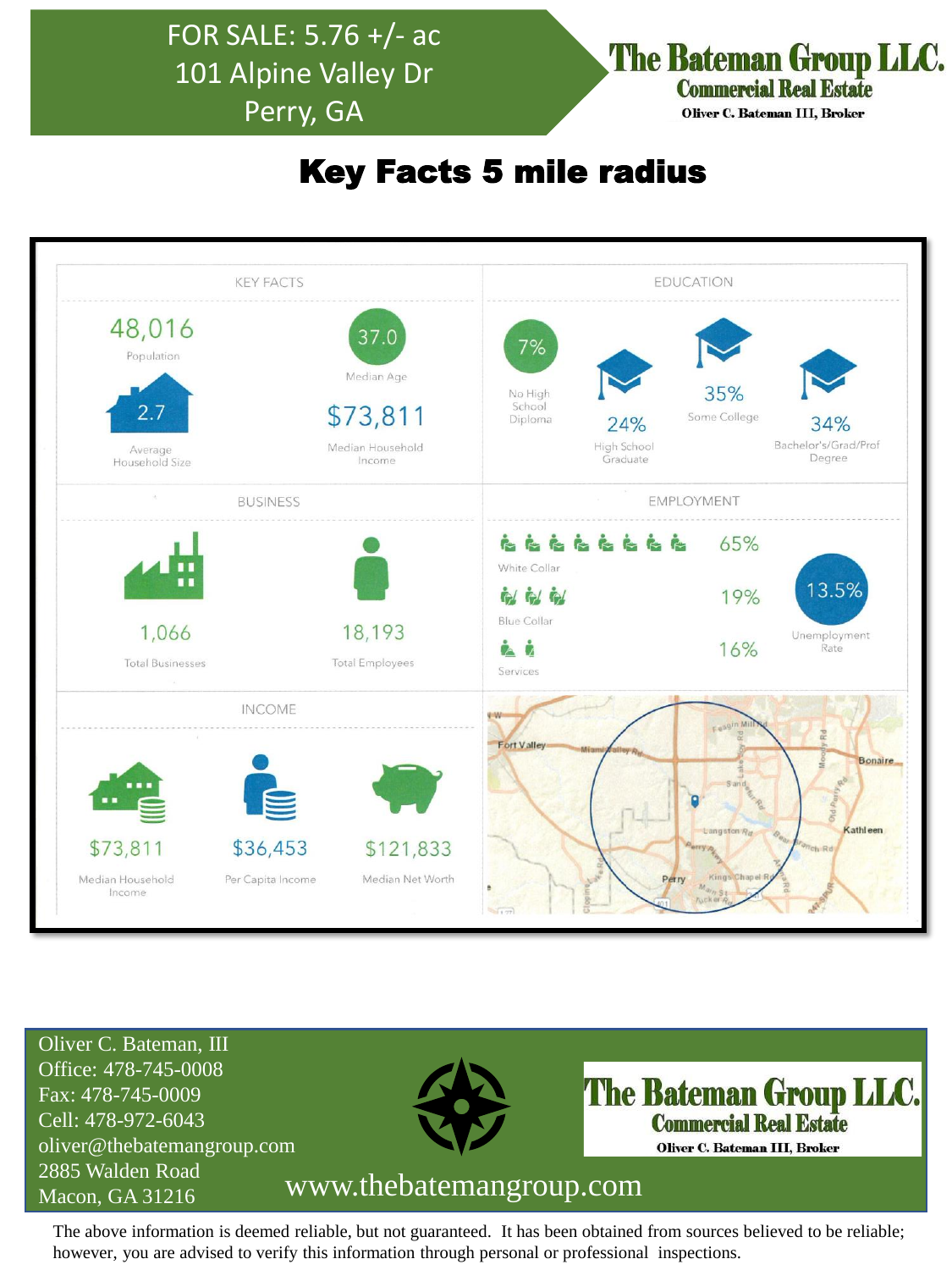FOR SALE: 5.76 +/- ac
101 Alpine Valley Dr
Perry, GA

**The Bateman Group LLC.**
**Commercial Real Estate**
Oliver C. Bateman III, Broker

# Key Facts 5 mile radius

## KEY FACTS

48,016
Population

37.0
Median Age

2.7
Average Household Size

$73,811
Median Household Income

## EDUCATION

7%
No High School Diploma

24%
High School Graduate

35%
Some College

34%
Bachelor's/Grad/Prof Degree

## BUSINESS

1,066
Total Businesses

18,193
Total Employees

## EMPLOYMENT

65%
White Collar

19%
Blue Collar

16%
Services

13.5%
Unemployment Rate

## INCOME

$73,811
Median Household Income

$36,453
Per Capita Income

$121,833
Median Net Worth

Fort Valley
Bonaire
Kathleen
Perry

Oliver C. Bateman, III
Office: 478-745-0008
Fax: 478-745-0009
Cell: 478-972-6043
oliver@thebatemangroup.com
2885 Walden Road
Macon, GA 31216

**The Bateman Group LLC.**
**Commercial Real Estate**
Oliver C. Bateman III, Broker

www.thebatemangroup.com

The above information is deemed reliable, but not guaranteed. It has been obtained from sources believed to be reliable; however, you are advised to verify this information through personal or professional inspections.